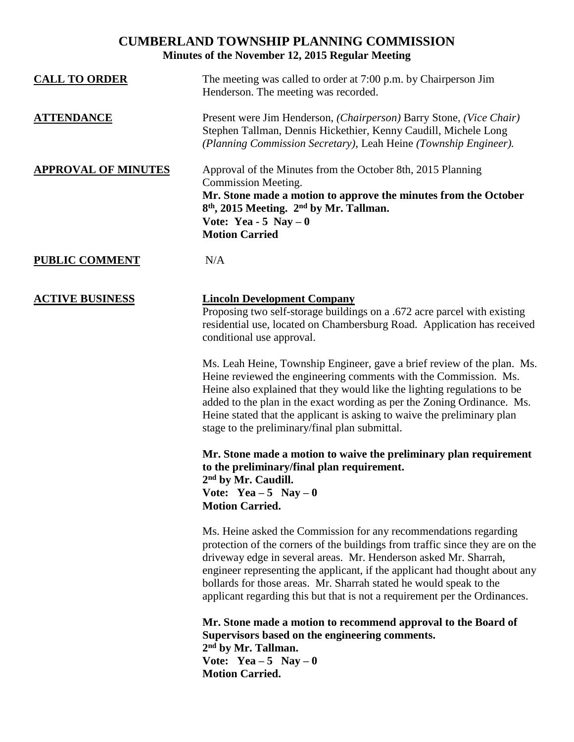# CUMBERLAND TOWNSHIP PLANNING COMMISSION

## Minutes of the November 12, 2015 Regular Meeting

**CALL TO ORDER**

The meeting was called to order at 7:00 p.m. by Chairperson Jim Henderson. The meeting was recorded.

**ATTENDANCE**

Present were Jim Henderson, *(Chairperson)* Barry Stone, *(Vice Chair)* Stephen Tallman, Dennis Hickethier, Kenny Caudill, Michele Long *(Planning Commission Secretary)*, Leah Heine *(Township Engineer).*

**APPROVAL OF MINUTES**

Approval of the Minutes from the October 8th, 2015 Planning Commission Meeting.

**Mr. Stone made a motion to approve the minutes from the October 8th, 2015 Meeting. 2nd by Mr. Tallman.**
**Vote: Yea - 5 Nay – 0**
**Motion Carried**

**PUBLIC COMMENT**

N/A

**ACTIVE BUSINESS**

**Lincoln Development Company**

Proposing two self-storage buildings on a .672 acre parcel with existing residential use, located on Chambersburg Road. Application has received conditional use approval.

Ms. Leah Heine, Township Engineer, gave a brief review of the plan. Ms. Heine reviewed the engineering comments with the Commission. Ms. Heine also explained that they would like the lighting regulations to be added to the plan in the exact wording as per the Zoning Ordinance. Ms. Heine stated that the applicant is asking to waive the preliminary plan stage to the preliminary/final plan submittal.

**Mr. Stone made a motion to waive the preliminary plan requirement to the preliminary/final plan requirement.**
**2nd by Mr. Caudill.**
**Vote: Yea – 5 Nay – 0**
**Motion Carried.**

Ms. Heine asked the Commission for any recommendations regarding protection of the corners of the buildings from traffic since they are on the driveway edge in several areas. Mr. Henderson asked Mr. Sharrah, engineer representing the applicant, if the applicant had thought about any bollards for those areas. Mr. Sharrah stated he would speak to the applicant regarding this but that is not a requirement per the Ordinances.

**Mr. Stone made a motion to recommend approval to the Board of Supervisors based on the engineering comments.**
**2nd by Mr. Tallman.**
**Vote: Yea – 5 Nay – 0**
**Motion Carried.**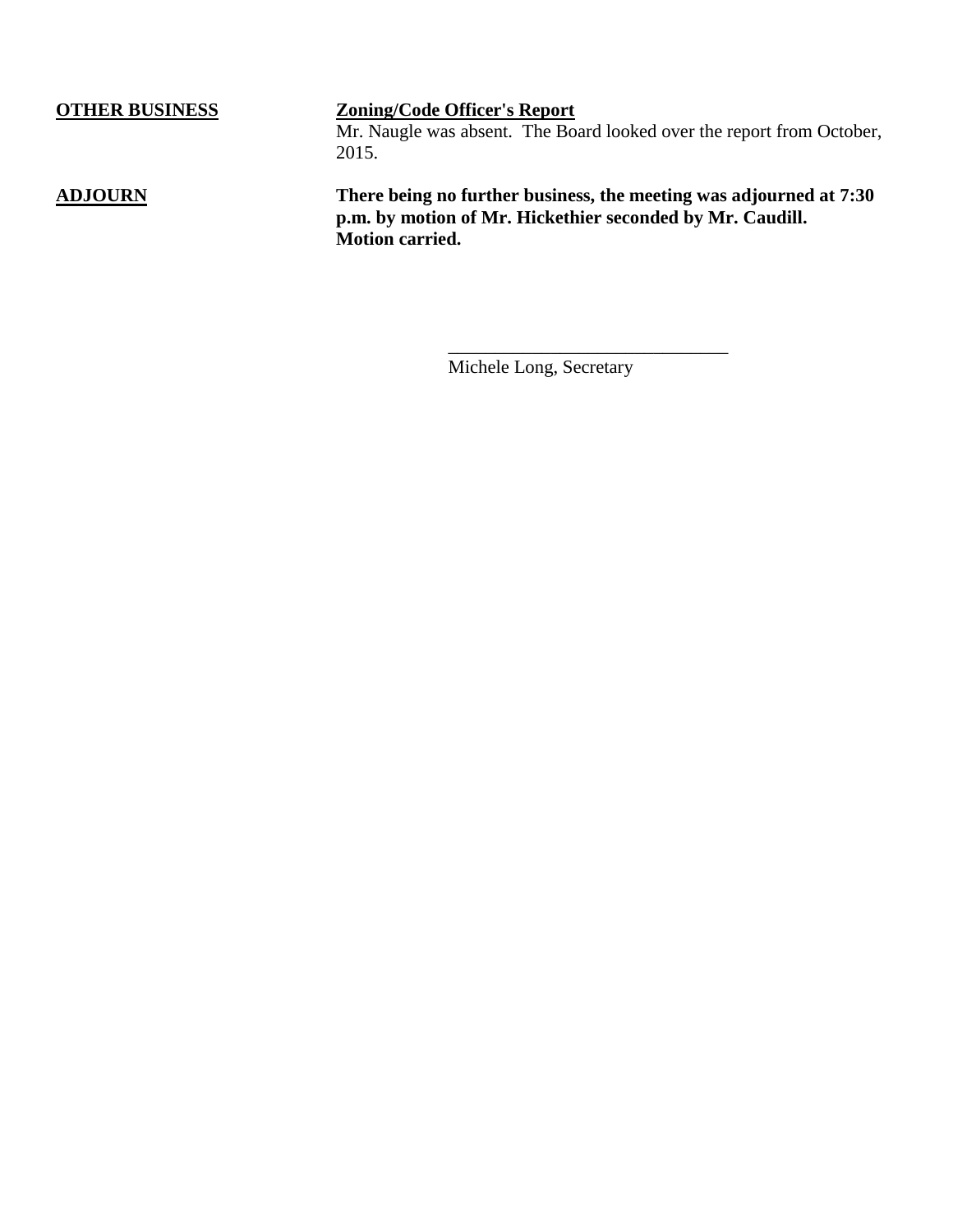**OTHER BUSINESS**

**Zoning/Code Officer's Report**

Mr. Naugle was absent. The Board looked over the report from October, 2015.

**ADJOURN**

**There being no further business, the meeting was adjourned at 7:30 p.m. by motion of Mr. Hickethier seconded by Mr. Caudill. Motion carried.**

\_\_\_\_\_\_\_\_\_\_\_\_\_\_\_\_\_\_\_\_\_\_\_\_\_\_\_\_\_\_\_

Michele Long, Secretary